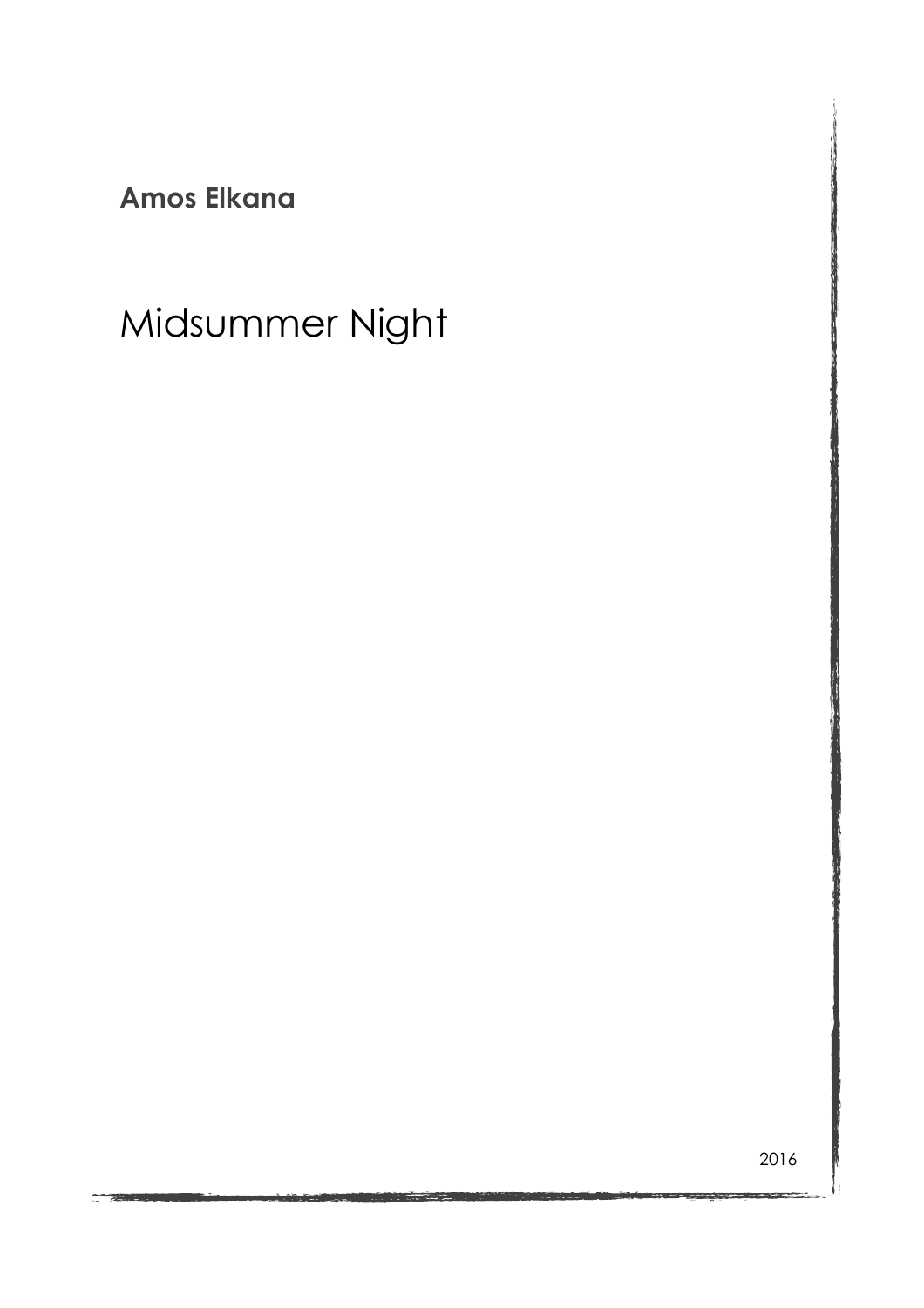**Amos Elkana**

# Midsummer Night

2016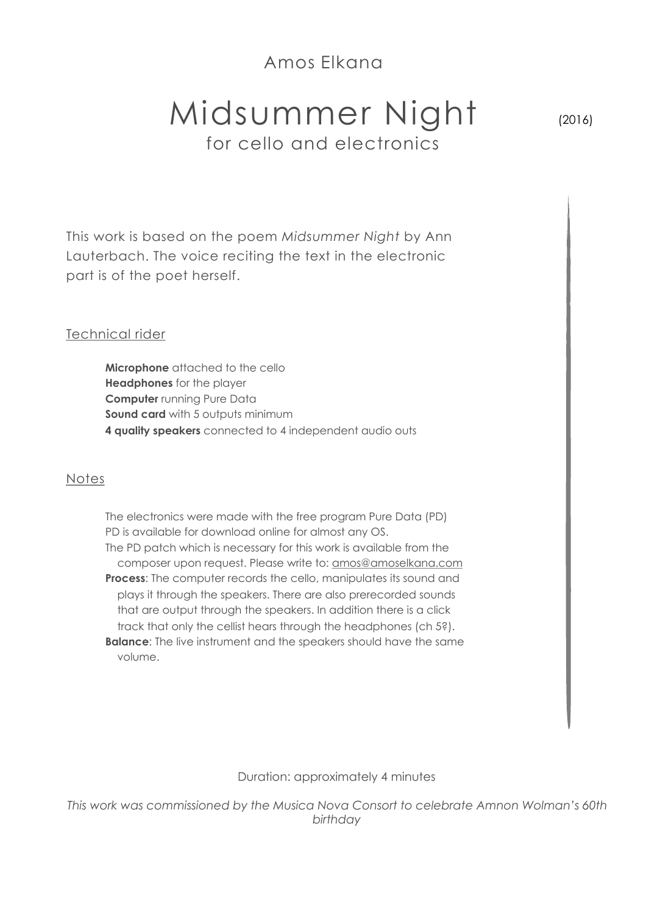Amos Elkana

# Midsummer Night

(2016)

for cello and electronics

This work is based on the poem *Midsummer Night* by Ann Lauterbach. The voice reciting the text in the electronic part is of the poet herself.

## Technical rider

**Microphone** attached to the cello
**Headphones** for the player
**Computer** running Pure Data
**Sound card** with 5 outputs minimum
**4 quality speakers** connected to 4 independent audio outs

## Notes

The electronics were made with the free program Pure Data (PD)
PD is available for download online for almost any OS.
The PD patch which is necessary for this work is available from the composer upon request. Please write to: amos@amoselkana.com
**Process**: The computer records the cello, manipulates its sound and plays it through the speakers. There are also prerecorded sounds that are output through the speakers. In addition there is a click track that only the cellist hears through the headphones (ch 5?).
**Balance**: The live instrument and the speakers should have the same volume.

Duration: approximately 4 minutes

*This work was commissioned by the Musica Nova Consort to celebrate Amnon Wolman's 60th birthday*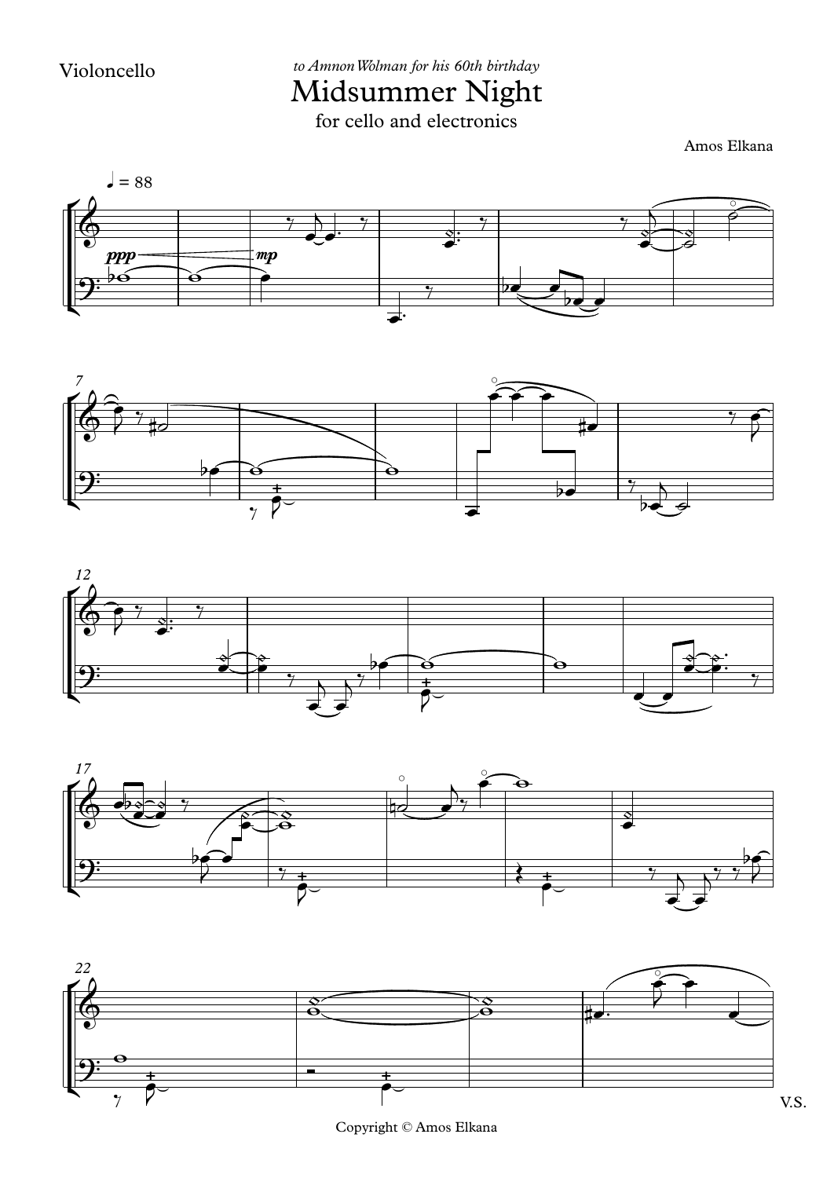Violoncello

*to Amnon Wolman for his 60th birthday*

# Midsummer Night

for cello and electronics

Amos Elkana

Copyright © Amos Elkana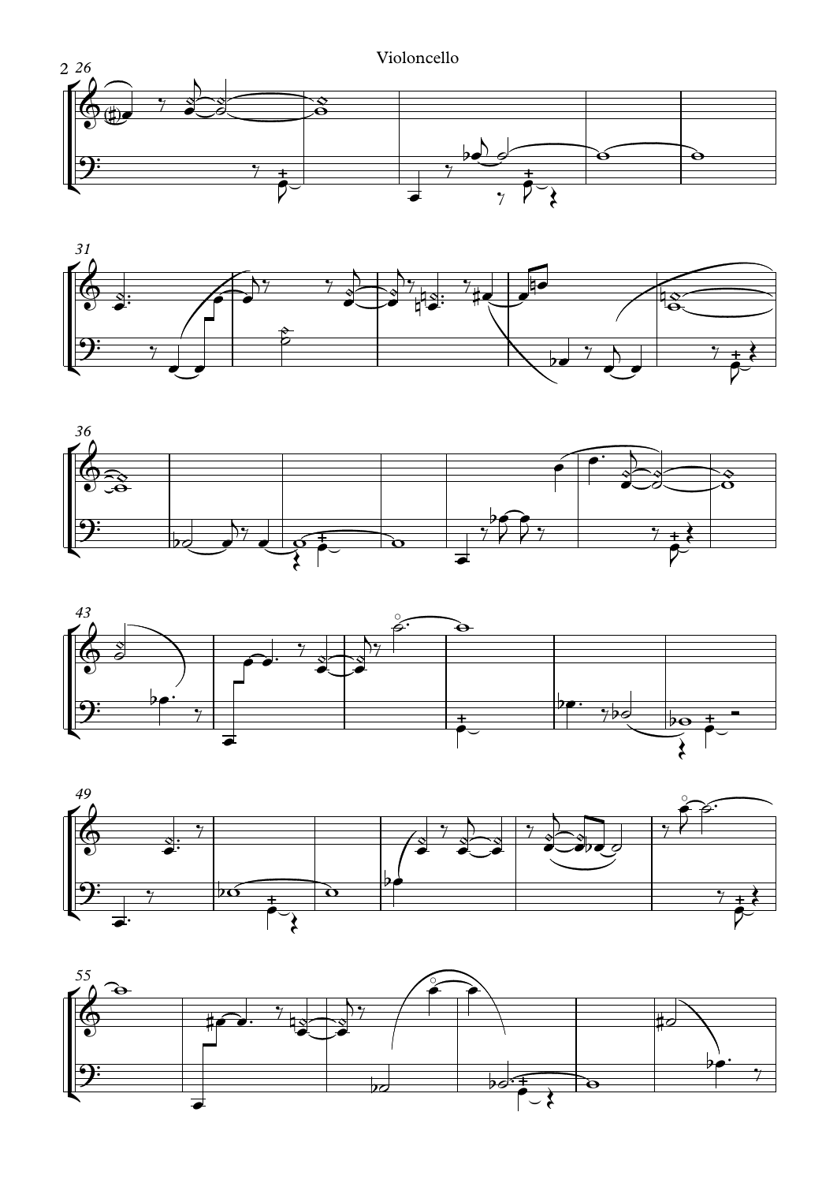Violoncello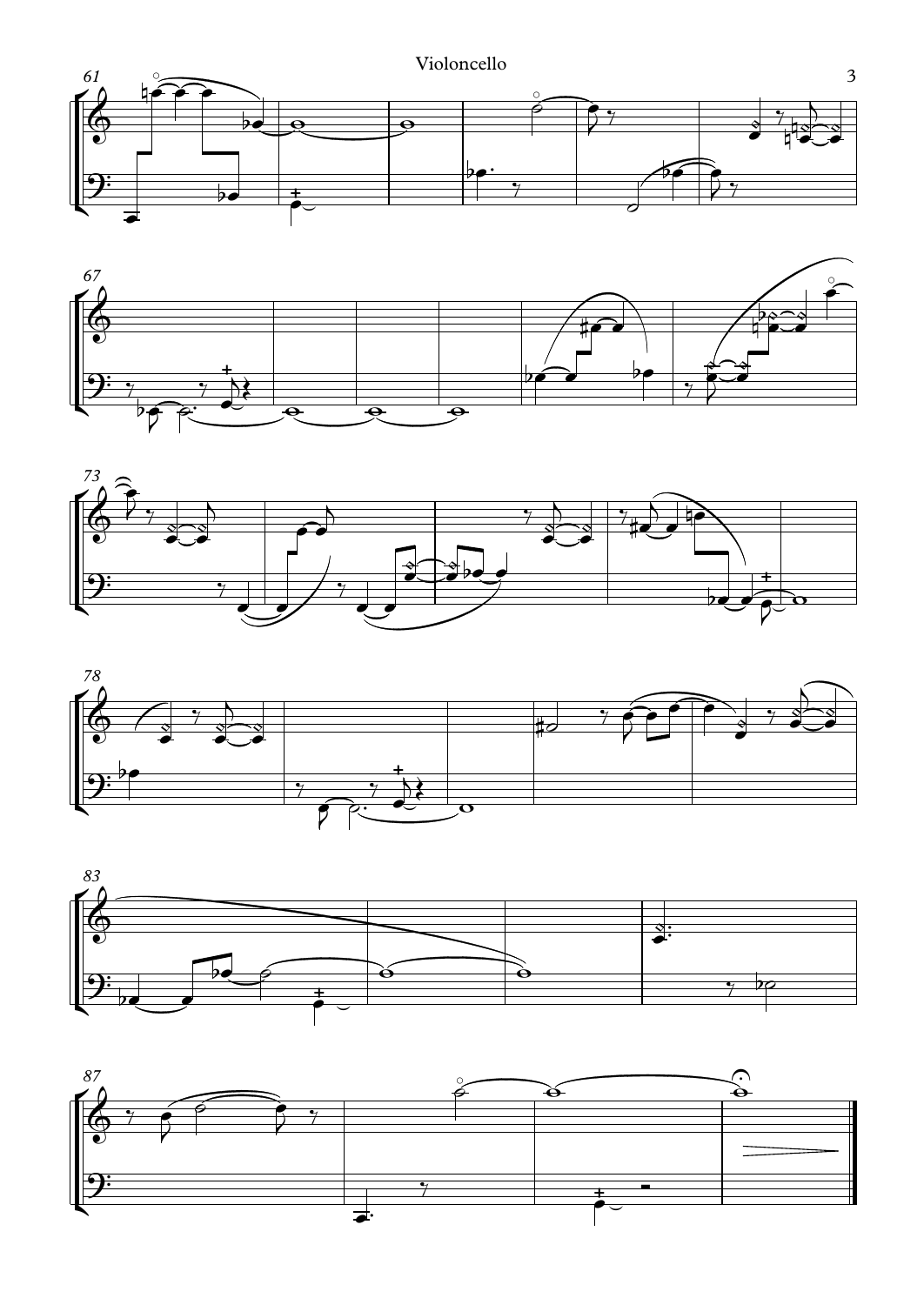Violoncello